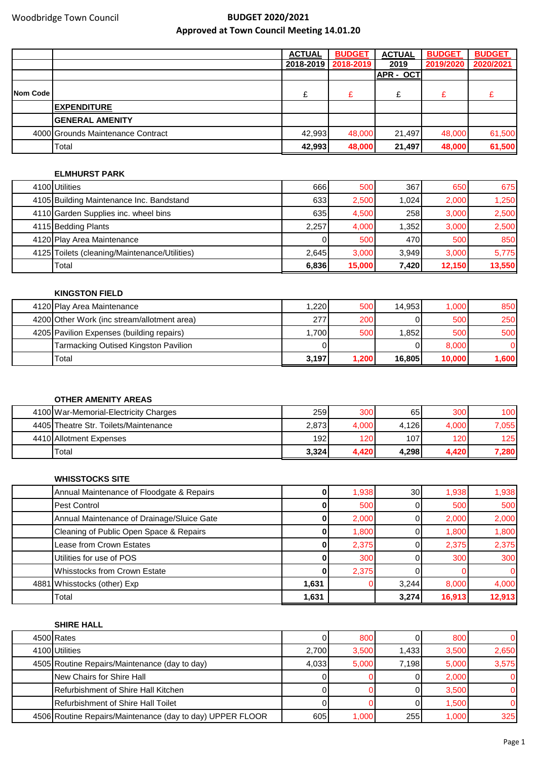Woodbridge Town Council

# BUDGET 2020/2021

## Approved at Town Council Meeting 14.01.20

| Nom Code | | ACTUAL 2018-2019 £ | BUDGET 2018-2019 £ | ACTUAL 2019 APR - OCT £ | BUDGET 2019/2020 £ | BUDGET 2020/2021 £ |
|---|---|---|---|---|---|---|
| | **EXPENDITURE** | | | | | |
| | **GENERAL AMENITY** | | | | | |
| 4000 | Grounds Maintenance Contract | 42,993 | 48,000 | 21,497 | 48,000 | 61,500 |
| | Total | **42,993** | **48,000** | **21,497** | **48,000** | **61,500** |
| | | | | | | |
| | **ELMHURST PARK** | | | | | |
| 4100 | Utilities | 666 | 500 | 367 | 650 | 675 |
| 4105 | Building Maintenance Inc. Bandstand | 633 | 2,500 | 1,024 | 2,000 | 1,250 |
| 4110 | Garden Supplies inc. wheel bins | 635 | 4,500 | 258 | 3,000 | 2,500 |
| 4115 | Bedding Plants | 2,257 | 4,000 | 1,352 | 3,000 | 2,500 |
| 4120 | Play Area Maintenance | 0 | 500 | 470 | 500 | 850 |
| 4125 | Toilets (cleaning/Maintenance/Utilities) | 2,645 | 3,000 | 3,949 | 3,000 | 5,775 |
| | Total | **6,836** | **15,000** | **7,420** | **12,150** | **13,550** |
| | | | | | | |
| | **KINGSTON FIELD** | | | | | |
| 4120 | Play Area Maintenance | 1,220 | 500 | 14,953 | 1,000 | 850 |
| 4200 | Other Work (inc stream/allotment area) | 277 | 200 | 0 | 500 | 250 |
| 4205 | Pavilion Expenses (building repairs) | 1,700 | 500 | 1,852 | 500 | 500 |
| | Tarmacking Outised Kingston Pavilion | 0 | | 0 | 8,000 | 0 |
| | Total | **3,197** | **1,200** | **16,805** | **10,000** | **1,600** |
| | | | | | | |
| | **OTHER AMENITY AREAS** | | | | | |
| 4100 | War-Memorial-Electricity Charges | 259 | 300 | 65 | 300 | 100 |
| 4405 | Theatre Str. Toilets/Maintenance | 2,873 | 4,000 | 4,126 | 4,000 | 7,055 |
| 4410 | Allotment Expenses | 192 | 120 | 107 | 120 | 125 |
| | Total | **3,324** | **4,420** | **4,298** | **4,420** | **7,280** |
| | | | | | | |
| | **WHISSTOCKS SITE** | | | | | |
| | Annual Maintenance of Floodgate & Repairs | **0** | 1,938 | 30 | 1,938 | 1,938 |
| | Pest Control | **0** | 500 | 0 | 500 | 500 |
| | Annual Maintenance of Drainage/Sluice Gate | **0** | 2,000 | 0 | 2,000 | 2,000 |
| | Cleaning of Public Open Space & Repairs | **0** | 1,800 | 0 | 1,800 | 1,800 |
| | Lease from Crown Estates | **0** | 2,375 | 0 | 2,375 | 2,375 |
| | Utilities for use of POS | **0** | 300 | 0 | 300 | 300 |
| | Whisstocks from Crown Estate | **0** | 2,375 | 0 | 0 | 0 |
| 4881 | Whisstocks (other) Exp | **1,631** | 0 | 3,244 | 8,000 | 4,000 |
| | Total | **1,631** | | **3,274** | **16,913** | **12,913** |
| | | | | | | |
| | **SHIRE HALL** | | | | | |
| 4500 | Rates | 0 | 800 | 0 | 800 | 0 |
| 4100 | Utilities | 2,700 | 3,500 | 1,433 | 3,500 | 2,650 |
| 4505 | Routine Repairs/Maintenance (day to day) | 4,033 | 5,000 | 7,198 | 5,000 | 3,575 |
| | New Chairs for Shire Hall | 0 | 0 | 0 | 2,000 | 0 |
| | Refurbishment of Shire Hall Kitchen | 0 | 0 | 0 | 3,500 | 0 |
| | Refurbishment of Shire Hall Toilet | 0 | 0 | 0 | 1,500 | 0 |
| 4506 | Routine Repairs/Maintenance (day to day) UPPER FLOOR | 605 | 1,000 | 255 | 1,000 | 325 |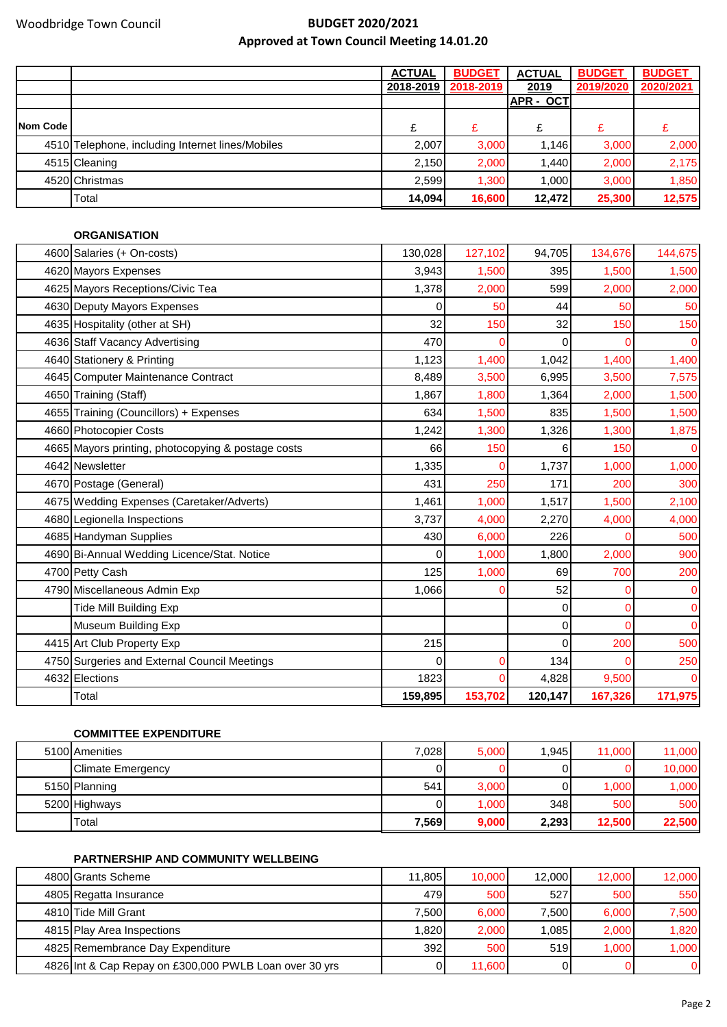Woodbridge Town Council

# BUDGET 2020/2021

## Approved at Town Council Meeting 14.01.20

| Nom Code | | ACTUAL 2018-2019 | BUDGET 2018-2019 | ACTUAL 2019 APR - OCT | BUDGET 2019/2020 | BUDGET 2020/2021 |
|---|---|---|---|---|---|---|
| | | £ | £ | £ | £ | £ |
| 4510 | Telephone, including Internet lines/Mobiles | 2,007 | 3,000 | 1,146 | 3,000 | 2,000 |
| 4515 | Cleaning | 2,150 | 2,000 | 1,440 | 2,000 | 2,175 |
| 4520 | Christmas | 2,599 | 1,300 | 1,000 | 3,000 | 1,850 |
| | Total | **14,094** | **16,600** | **12,472** | **25,300** | **12,575** |

### ORGANISATION

| Nom Code | | ACTUAL 2018-2019 | BUDGET 2018-2019 | ACTUAL 2019 APR - OCT | BUDGET 2019/2020 | BUDGET 2020/2021 |
|---|---|---|---|---|---|---|
| 4600 | Salaries (+ On-costs) | 130,028 | 127,102 | 94,705 | 134,676 | 144,675 |
| 4620 | Mayors Expenses | 3,943 | 1,500 | 395 | 1,500 | 1,500 |
| 4625 | Mayors Receptions/Civic Tea | 1,378 | 2,000 | 599 | 2,000 | 2,000 |
| 4630 | Deputy Mayors Expenses | 0 | 50 | 44 | 50 | 50 |
| 4635 | Hospitality (other at SH) | 32 | 150 | 32 | 150 | 150 |
| 4636 | Staff Vacancy Advertising | 470 | 0 | 0 | 0 | 0 |
| 4640 | Stationery & Printing | 1,123 | 1,400 | 1,042 | 1,400 | 1,400 |
| 4645 | Computer Maintenance Contract | 8,489 | 3,500 | 6,995 | 3,500 | 7,575 |
| 4650 | Training (Staff) | 1,867 | 1,800 | 1,364 | 2,000 | 1,500 |
| 4655 | Training (Councillors) + Expenses | 634 | 1,500 | 835 | 1,500 | 1,500 |
| 4660 | Photocopier Costs | 1,242 | 1,300 | 1,326 | 1,300 | 1,875 |
| 4665 | Mayors printing, photocopying & postage costs | 66 | 150 | 6 | 150 | 0 |
| 4642 | Newsletter | 1,335 | 0 | 1,737 | 1,000 | 1,000 |
| 4670 | Postage (General) | 431 | 250 | 171 | 200 | 300 |
| 4675 | Wedding Expenses (Caretaker/Adverts) | 1,461 | 1,000 | 1,517 | 1,500 | 2,100 |
| 4680 | Legionella Inspections | 3,737 | 4,000 | 2,270 | 4,000 | 4,000 |
| 4685 | Handyman Supplies | 430 | 6,000 | 226 | 0 | 500 |
| 4690 | Bi-Annual Wedding Licence/Stat. Notice | 0 | 1,000 | 1,800 | 2,000 | 900 |
| 4700 | Petty Cash | 125 | 1,000 | 69 | 700 | 200 |
| 4790 | Miscellaneous Admin Exp | 1,066 | 0 | 52 | 0 | 0 |
| | Tide Mill Building Exp | | | 0 | 0 | 0 |
| | Museum Building Exp | | | 0 | 0 | 0 |
| 4415 | Art Club Property Exp | 215 | | 0 | 200 | 500 |
| 4750 | Surgeries and External Council Meetings | 0 | 0 | 134 | 0 | 250 |
| 4632 | Elections | 1823 | 0 | 4,828 | 9,500 | 0 |
| | Total | **159,895** | **153,702** | **120,147** | **167,326** | **171,975** |

### COMMITTEE EXPENDITURE

| Nom Code | | ACTUAL 2018-2019 | BUDGET 2018-2019 | ACTUAL 2019 APR - OCT | BUDGET 2019/2020 | BUDGET 2020/2021 |
|---|---|---|---|---|---|---|
| 5100 | Amenities | 7,028 | 5,000 | 1,945 | 11,000 | 11,000 |
| | Climate Emergency | 0 | 0 | 0 | 0 | 10,000 |
| 5150 | Planning | 541 | 3,000 | 0 | 1,000 | 1,000 |
| 5200 | Highways | 0 | 1,000 | 348 | 500 | 500 |
| | Total | **7,569** | **9,000** | **2,293** | **12,500** | **22,500** |

### PARTNERSHIP AND COMMUNITY WELLBEING

| Nom Code | | ACTUAL 2018-2019 | BUDGET 2018-2019 | ACTUAL 2019 APR - OCT | BUDGET 2019/2020 | BUDGET 2020/2021 |
|---|---|---|---|---|---|---|
| 4800 | Grants Scheme | 11,805 | 10,000 | 12,000 | 12,000 | 12,000 |
| 4805 | Regatta Insurance | 479 | 500 | 527 | 500 | 550 |
| 4810 | Tide Mill Grant | 7,500 | 6,000 | 7,500 | 6,000 | 7,500 |
| 4815 | Play Area Inspections | 1,820 | 2,000 | 1,085 | 2,000 | 1,820 |
| 4825 | Remembrance Day Expenditure | 392 | 500 | 519 | 1,000 | 1,000 |
| 4826 | Int & Cap Repay on £300,000 PWLB Loan over 30 yrs | 0 | 11,600 | 0 | 0 | 0 |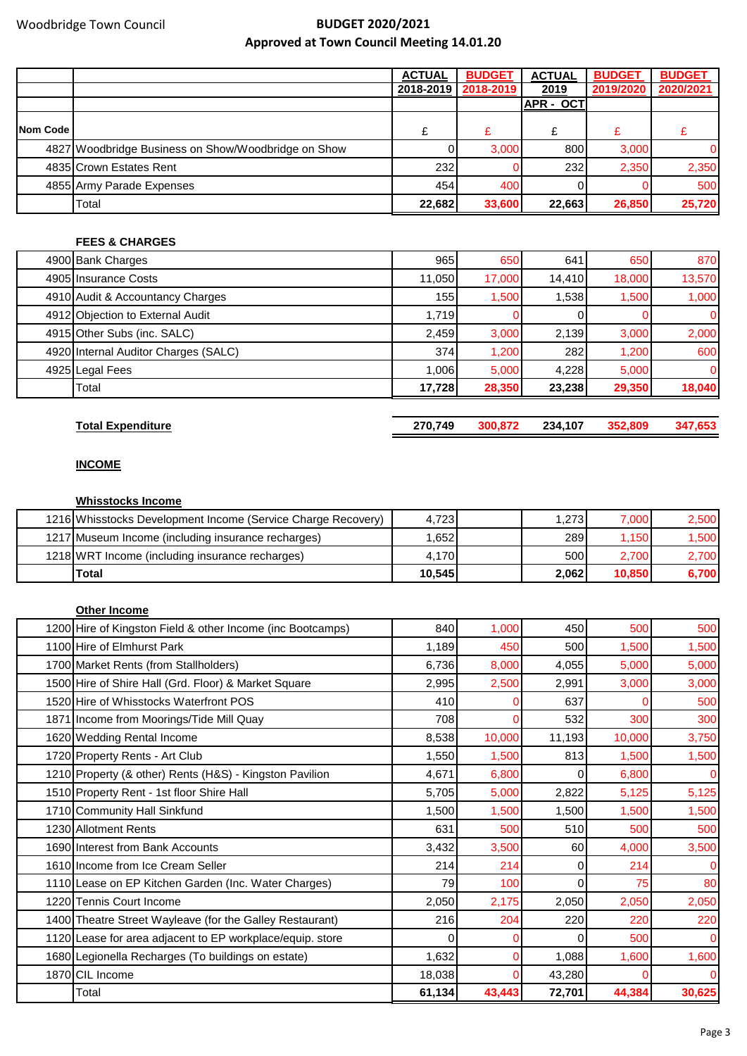Woodbridge Town Council

**BUDGET 2020/2021**
**Approved at Town Council Meeting 14.01.20**

| Nom Code | | ACTUAL 2018-2019 | BUDGET 2018-2019 | ACTUAL 2019 APR - OCT | BUDGET 2019/2020 | BUDGET 2020/2021 |
|---|---|---|---|---|---|---|
| | | £ | £ | £ | £ | £ |
| 4827 | Woodbridge Business on Show/Woodbridge on Show | 0 | 3,000 | 800 | 3,000 | 0 |
| 4835 | Crown Estates Rent | 232 | 0 | 232 | 2,350 | 2,350 |
| 4855 | Army Parade Expenses | 454 | 400 | 0 | 0 | 500 |
| | Total | **22,682** | **33,600** | **22,663** | **26,850** | **25,720** |

**FEES & CHARGES**

| Nom Code | | ACTUAL 2018-2019 | BUDGET 2018-2019 | ACTUAL 2019 APR - OCT | BUDGET 2019/2020 | BUDGET 2020/2021 |
|---|---|---|---|---|---|---|
| 4900 | Bank Charges | 965 | 650 | 641 | 650 | 870 |
| 4905 | Insurance Costs | 11,050 | 17,000 | 14,410 | 18,000 | 13,570 |
| 4910 | Audit & Accountancy Charges | 155 | 1,500 | 1,538 | 1,500 | 1,000 |
| 4912 | Objection to External Audit | 1,719 | 0 | 0 | 0 | 0 |
| 4915 | Other Subs (inc. SALC) | 2,459 | 3,000 | 2,139 | 3,000 | 2,000 |
| 4920 | Internal Auditor Charges (SALC) | 374 | 1,200 | 282 | 1,200 | 600 |
| 4925 | Legal Fees | 1,006 | 5,000 | 4,228 | 5,000 | 0 |
| | Total | **17,728** | **28,350** | **23,238** | **29,350** | **18,040** |

| | ACTUAL 2018-2019 | BUDGET 2018-2019 | ACTUAL 2019 APR - OCT | BUDGET 2019/2020 | BUDGET 2020/2021 |
|---|---|---|---|---|---|
| **Total Expenditure** | **270,749** | **300,872** | **234,107** | **352,809** | **347,653** |

**INCOME**

**Whisstocks Income**

| Nom Code | | ACTUAL 2018-2019 | BUDGET 2018-2019 | ACTUAL 2019 APR - OCT | BUDGET 2019/2020 | BUDGET 2020/2021 |
|---|---|---|---|---|---|---|
| 1216 | Whisstocks Development Income (Service Charge Recovery) | 4,723 | | 1,273 | 7,000 | 2,500 |
| 1217 | Museum Income (including insurance recharges) | 1,652 | | 289 | 1,150 | 1,500 |
| 1218 | WRT Income (including insurance recharges) | 4,170 | | 500 | 2,700 | 2,700 |
| | **Total** | **10,545** | | **2,062** | **10,850** | **6,700** |

**Other Income**

| Nom Code | | ACTUAL 2018-2019 | BUDGET 2018-2019 | ACTUAL 2019 APR - OCT | BUDGET 2019/2020 | BUDGET 2020/2021 |
|---|---|---|---|---|---|---|
| 1200 | Hire of Kingston Field & other Income (inc Bootcamps) | 840 | 1,000 | 450 | 500 | 500 |
| 1100 | Hire of Elmhurst Park | 1,189 | 450 | 500 | 1,500 | 1,500 |
| 1700 | Market Rents (from Stallholders) | 6,736 | 8,000 | 4,055 | 5,000 | 5,000 |
| 1500 | Hire of Shire Hall (Grd. Floor) & Market Square | 2,995 | 2,500 | 2,991 | 3,000 | 3,000 |
| 1520 | Hire of Whisstocks Waterfront POS | 410 | 0 | 637 | 0 | 500 |
| 1871 | Income from Moorings/Tide Mill Quay | 708 | 0 | 532 | 300 | 300 |
| 1620 | Wedding Rental Income | 8,538 | 10,000 | 11,193 | 10,000 | 3,750 |
| 1720 | Property Rents - Art Club | 1,550 | 1,500 | 813 | 1,500 | 1,500 |
| 1210 | Property (& other) Rents (H&S) - Kingston Pavilion | 4,671 | 6,800 | 0 | 6,800 | 0 |
| 1510 | Property Rent - 1st floor Shire Hall | 5,705 | 5,000 | 2,822 | 5,125 | 5,125 |
| 1710 | Community Hall Sinkfund | 1,500 | 1,500 | 1,500 | 1,500 | 1,500 |
| 1230 | Allotment Rents | 631 | 500 | 510 | 500 | 500 |
| 1690 | Interest from Bank Accounts | 3,432 | 3,500 | 60 | 4,000 | 3,500 |
| 1610 | Income from Ice Cream Seller | 214 | 214 | 0 | 214 | 0 |
| 1110 | Lease on EP Kitchen Garden (Inc. Water Charges) | 79 | 100 | 0 | 75 | 80 |
| 1220 | Tennis Court Income | 2,050 | 2,175 | 2,050 | 2,050 | 2,050 |
| 1400 | Theatre Street Wayleave (for the Galley Restaurant) | 216 | 204 | 220 | 220 | 220 |
| 1120 | Lease for area adjacent to EP workplace/equip. store | 0 | 0 | 0 | 500 | 0 |
| 1680 | Legionella Recharges (To buildings on estate) | 1,632 | 0 | 1,088 | 1,600 | 1,600 |
| 1870 | CIL Income | 18,038 | 0 | 43,280 | 0 | 0 |
| | Total | **61,134** | **43,443** | **72,701** | **44,384** | **30,625** |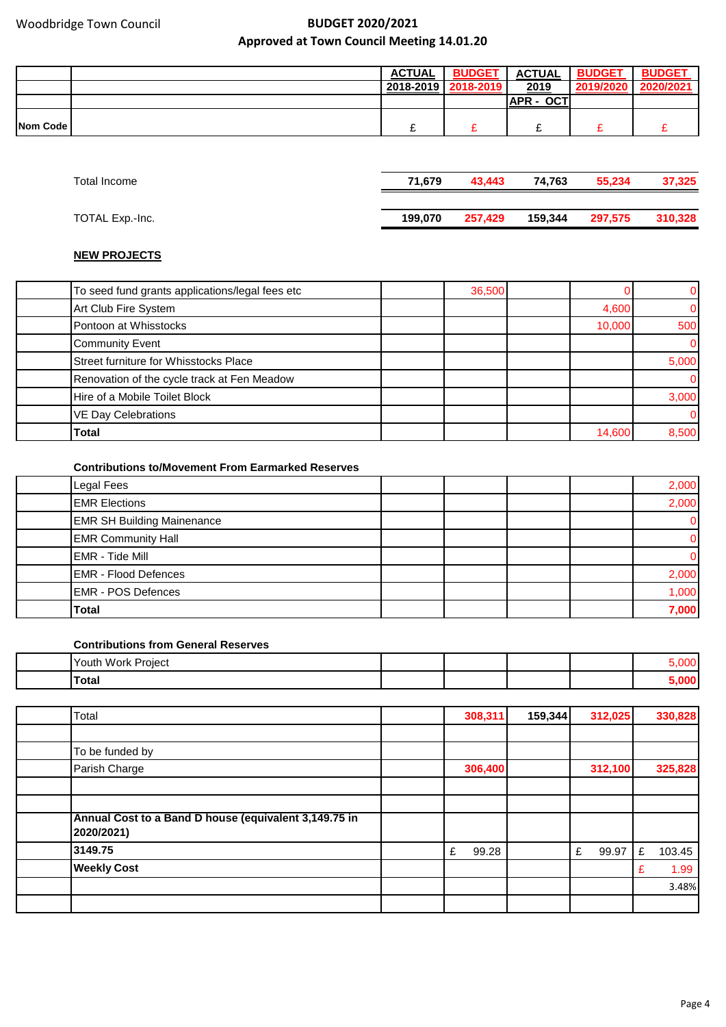Woodbridge Town Council

# BUDGET 2020/2021

## Approved at Town Council Meeting 14.01.20

| Nom Code | | ACTUAL 2018-2019 | BUDGET 2018-2019 | ACTUAL 2019 APR - OCT | BUDGET 2019/2020 | BUDGET 2020/2021 |
|---|---|---|---|---|---|---|
| | | £ | £ | £ | £ | £ |
| | Total Income | 71,679 | 43,443 | 74,763 | 55,234 | 37,325 |
| | TOTAL Exp.-Inc. | 199,070 | 257,429 | 159,344 | 297,575 | 310,328 |

**NEW PROJECTS**

| | | | | | | |
|---|---|---|---|---|---|---|
| | To seed fund grants applications/legal fees etc | | 36,500 | | 0 | 0 |
| | Art Club Fire System | | | | 4,600 | 0 |
| | Pontoon at Whisstocks | | | | 10,000 | 500 |
| | Community Event | | | | | 0 |
| | Street furniture for Whisstocks Place | | | | | 5,000 |
| | Renovation of the cycle track at Fen Meadow | | | | | 0 |
| | Hire of a Mobile Toilet Block | | | | | 3,000 |
| | VE Day Celebrations | | | | | 0 |
| | **Total** | | | | 14,600 | 8,500 |

**Contributions to/Movement From Earmarked Reserves**

| | | | | | | |
|---|---|---|---|---|---|---|
| | Legal Fees | | | | | 2,000 |
| | EMR Elections | | | | | 2,000 |
| | EMR SH Building Mainenance | | | | | 0 |
| | EMR Community Hall | | | | | 0 |
| | EMR - Tide Mill | | | | | 0 |
| | EMR - Flood Defences | | | | | 2,000 |
| | EMR - POS Defences | | | | | 1,000 |
| | **Total** | | | | | **7,000** |

**Contributions from General Reserves**

| | | | | | | |
|---|---|---|---|---|---|---|
| | Youth Work Project | | | | | 5,000 |
| | **Total** | | | | | **5,000** |

| | | | | | | |
|---|---|---|---|---|---|---|
| | Total | | 308,311 | 159,344 | 312,025 | 330,828 |
| | | | | | | |
| | To be funded by | | | | | |
| | Parish Charge | | 306,400 | | 312,100 | 325,828 |
| | | | | | | |
| | | | | | | |
| | **Annual Cost to a Band D house (equivalent 3,149.75 in 2020/2021)** | | | | | |
| | **3149.75** | | £ 99.28 | | £ 99.97 | £ 103.45 |
| | **Weekly Cost** | | | | | £ 1.99 |
| | | | | | | 3.48% |
| | | | | | | |